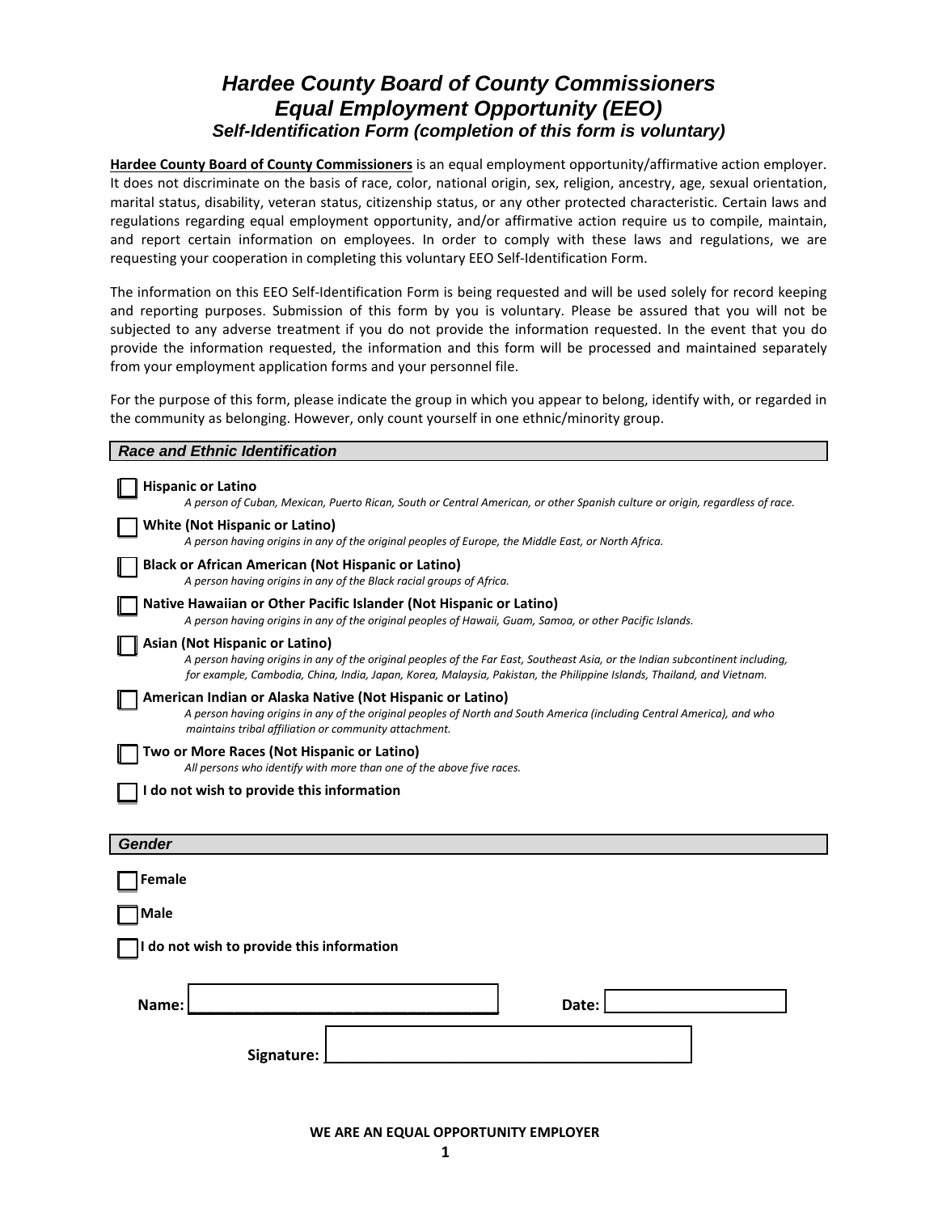# *Hardee County Board of County Commissioners*
# *Equal Employment Opportunity (EEO)*
### *Self-Identification Form (completion of this form is voluntary)*

**Hardee County Board of County Commissioners** is an equal employment opportunity/affirmative action employer. It does not discriminate on the basis of race, color, national origin, sex, religion, ancestry, age, sexual orientation, marital status, disability, veteran status, citizenship status, or any other protected characteristic. Certain laws and regulations regarding equal employment opportunity, and/or affirmative action require us to compile, maintain, and report certain information on employees. In order to comply with these laws and regulations, we are requesting your cooperation in completing this voluntary EEO Self-Identification Form.

The information on this EEO Self-Identification Form is being requested and will be used solely for record keeping and reporting purposes. Submission of this form by you is voluntary. Please be assured that you will not be subjected to any adverse treatment if you do not provide the information requested. In the event that you do provide the information requested, the information and this form will be processed and maintained separately from your employment application forms and your personnel file.

For the purpose of this form, please indicate the group in which you appear to belong, identify with, or regarded in the community as belonging. However, only count yourself in one ethnic/minority group.

## *Race and Ethnic Identification*

- ☐ **Hispanic or Latino**
  *A person of Cuban, Mexican, Puerto Rican, South or Central American, or other Spanish culture or origin, regardless of race.*
- ☐ **White (Not Hispanic or Latino)**
  *A person having origins in any of the original peoples of Europe, the Middle East, or North Africa.*
- ☐ **Black or African American (Not Hispanic or Latino)**
  *A person having origins in any of the Black racial groups of Africa.*
- ☐ **Native Hawaiian or Other Pacific Islander (Not Hispanic or Latino)**
  *A person having origins in any of the original peoples of Hawaii, Guam, Samoa, or other Pacific Islands.*
- ☐ **Asian (Not Hispanic or Latino)**
  *A person having origins in any of the original peoples of the Far East, Southeast Asia, or the Indian subcontinent including, for example, Cambodia, China, India, Japan, Korea, Malaysia, Pakistan, the Philippine Islands, Thailand, and Vietnam.*
- ☐ **American Indian or Alaska Native (Not Hispanic or Latino)**
  *A person having origins in any of the original peoples of North and South America (including Central America), and who maintains tribal affiliation or community attachment.*
- ☐ **Two or More Races (Not Hispanic or Latino)**
  *All persons who identify with more than one of the above five races.*
- ☐ **I do not wish to provide this information**

## *Gender*

- ☐ **Female**
- ☐ **Male**
- ☐ **I do not wish to provide this information**

**Name:** ______________________________ **Date:** ____________________

**Signature:** ______________________________

**WE ARE AN EQUAL OPPORTUNITY EMPLOYER**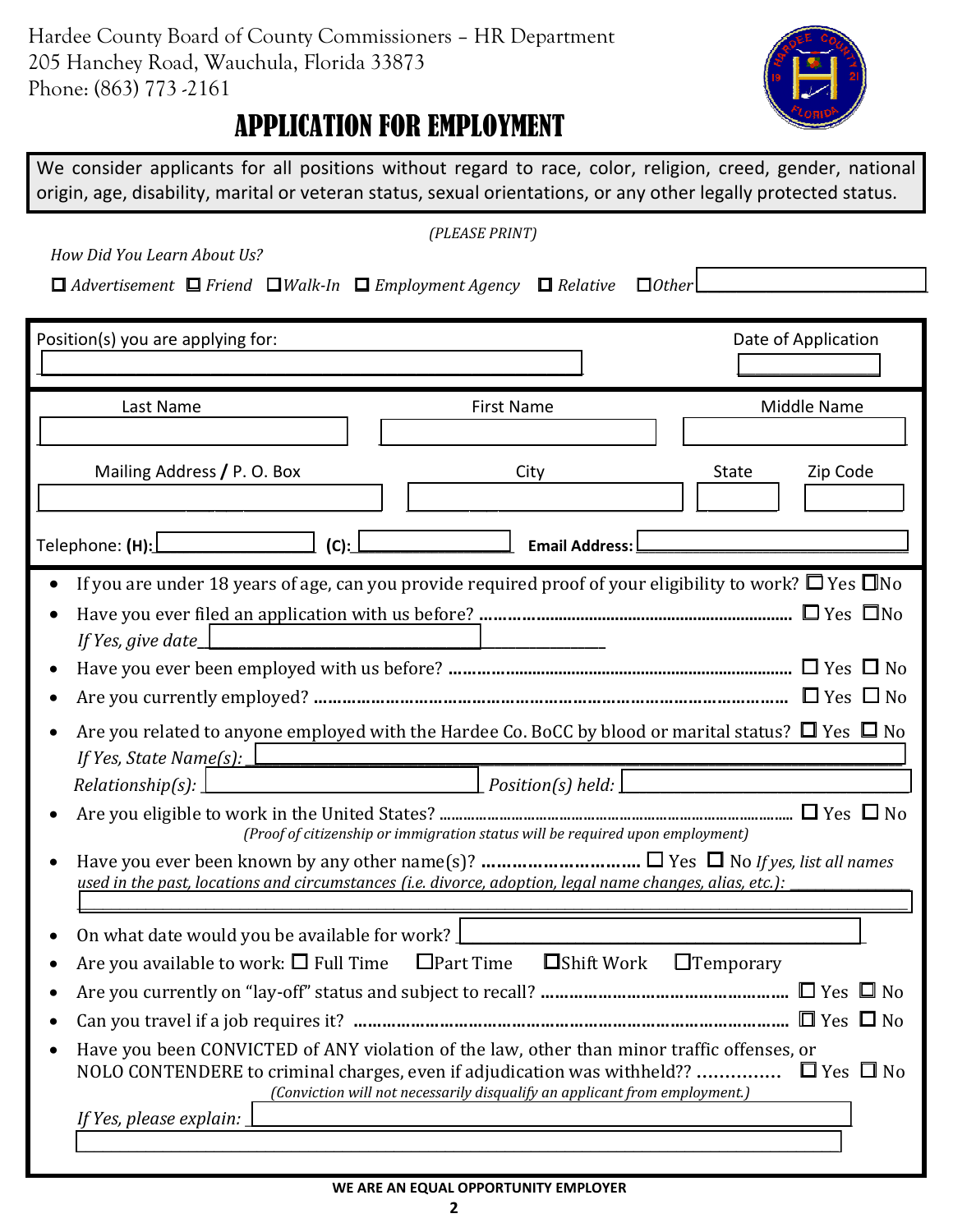Hardee County Board of County Commissioners – HR Department
205 Hanchey Road, Wauchula, Florida 33873
Phone: (863) 773 -2161

# APPLICATION FOR EMPLOYMENT

We consider applicants for all positions without regard to race, color, religion, creed, gender, national origin, age, disability, marital or veteran status, sexual orientations, or any other legally protected status.

*(PLEASE PRINT)*

*How Did You Learn About Us?*

☐ *Advertisement* ☐ *Friend* ☐ *Walk-In* ☐ *Employment Agency* ☐ *Relative* ☐ *Other* ______________

Position(s) you are applying for: ______________ Date of Application ______________

| Last Name | First Name | Middle Name |
|---|---|---|
| | | |

| Mailing Address / P. O. Box | City | State | Zip Code |
|---|---|---|---|
| | | | |

Telephone: **(H):** ______________ **(C):** ______________ **Email Address:** ______________

- If you are under 18 years of age, can you provide required proof of your eligibility to work? ☐ Yes ☐ No
- Have you ever filed an application with us before? ........ ☐ Yes ☐ No
  *If Yes, give date* ______________
- Have you ever been employed with us before? ........ ☐ Yes ☐ No
- Are you currently employed? ........ ☐ Yes ☐ No
- Are you related to anyone employed with the Hardee Co. BoCC by blood or marital status? ☐ Yes ☐ No
  *If Yes, State Name(s):* ______________
  *Relationship(s):* ______________ *Position(s) held:* ______________
- Are you eligible to work in the United States? ........ ☐ Yes ☐ No
  *(Proof of citizenship or immigration status will be required upon employment)*
- Have you ever been known by any other name(s)? ........ ☐ Yes ☐ No *If yes, list all names used in the past, locations and circumstances (i.e. divorce, adoption, legal name changes, alias, etc.):* ______________
- On what date would you be available for work? ______________
- Are you available to work: ☐ Full Time ☐ Part Time ☐ Shift Work ☐ Temporary
- Are you currently on "lay-off" status and subject to recall? ........ ☐ Yes ☐ No
- Can you travel if a job requires it? ........ ☐ Yes ☐ No
- Have you been CONVICTED of ANY violation of the law, other than minor traffic offenses, or NOLO CONTENDERE to criminal charges, even if adjudication was withheld?? ........ ☐ Yes ☐ No
  *(Conviction will not necessarily disqualify an applicant from employment.)*
  *If Yes, please explain:* ______________

**WE ARE AN EQUAL OPPORTUNITY EMPLOYER**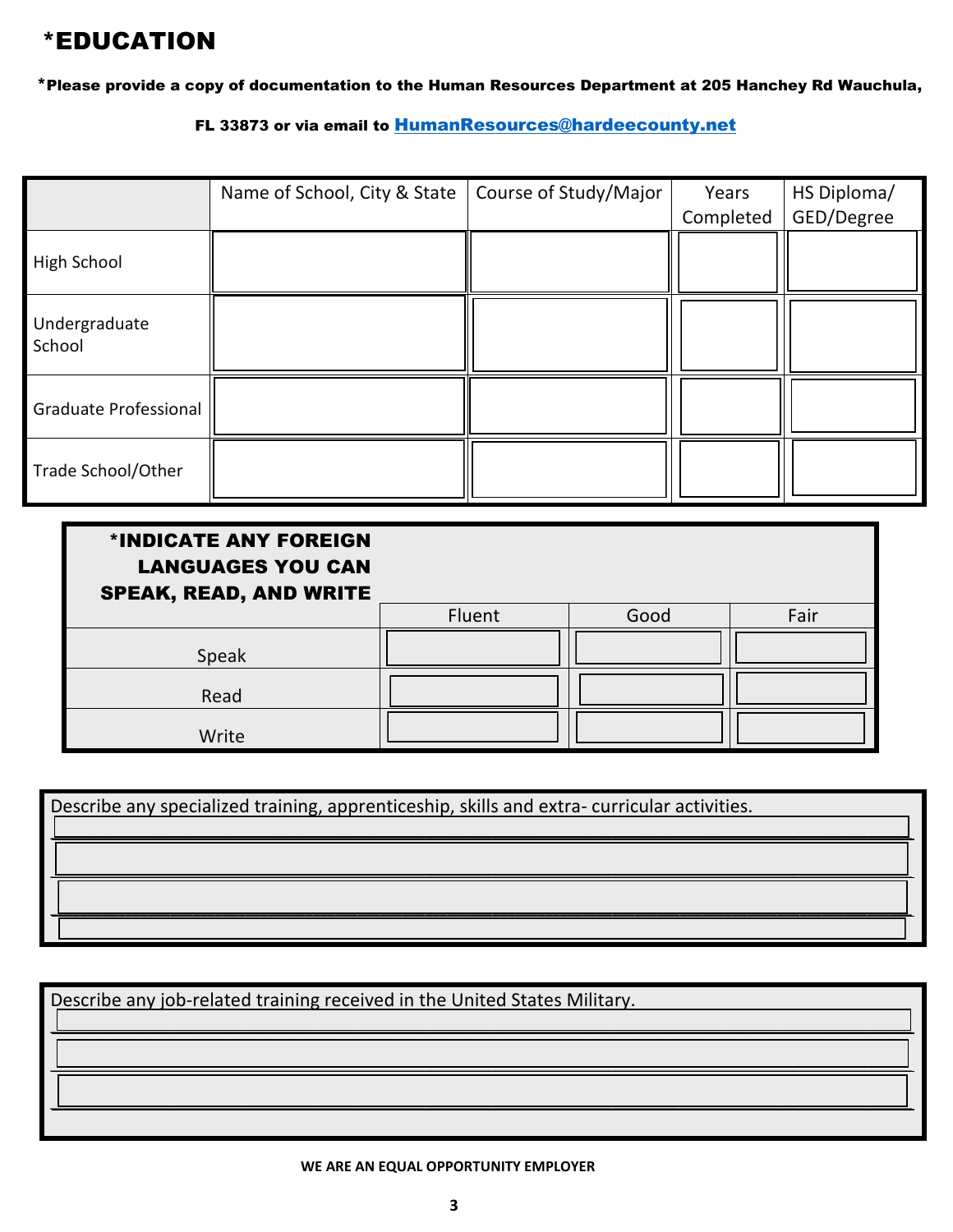# *EDUCATION

**\*Please provide a copy of documentation to the Human Resources Department at 205 Hanchey Rd Wauchula, FL 33873 or via email to [HumanResources@hardeecounty.net](mailto:HumanResources@hardeecounty.net)**

| | Name of School, City & State | Course of Study/Major | Years Completed | HS Diploma/ GED/Degree |
|---|---|---|---|---|
| High School | | | | |
| Undergraduate School | | | | |
| Graduate Professional | | | | |
| Trade School/Other | | | | |

| **\*INDICATE ANY FOREIGN LANGUAGES YOU CAN SPEAK, READ, AND WRITE** | Fluent | Good | Fair |
|---|---|---|---|
| Speak | | | |
| Read | | | |
| Write | | | |

Describe any specialized training, apprenticeship, skills and extra- curricular activities.

______________________________________________

______________________________________________

______________________________________________

______________________________________________

Describe any job-related training received in the United States Military.

______________________________________________

______________________________________________

______________________________________________

**WE ARE AN EQUAL OPPORTUNITY EMPLOYER**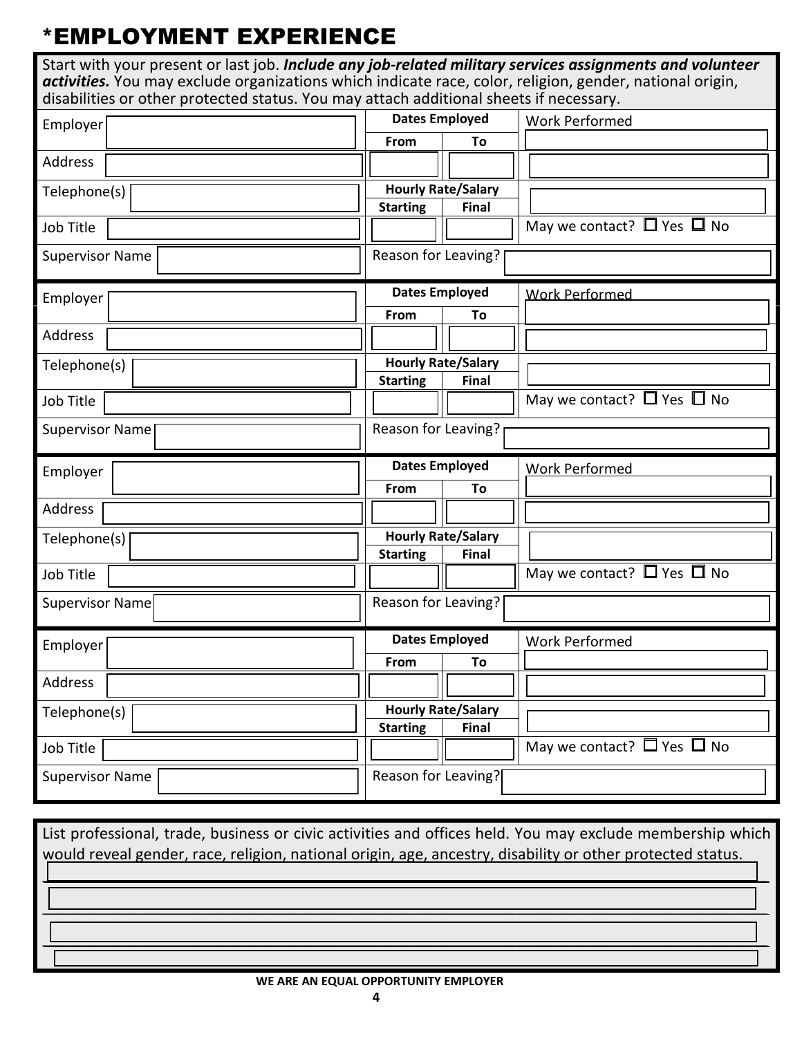# *EMPLOYMENT EXPERIENCE

Start with your present or last job. ***Include any job-related military services assignments and volunteer activities.*** You may exclude organizations which indicate race, color, religion, gender, national origin, disabilities or other protected status. You may attach additional sheets if necessary.

| Employer | **Dates Employed** | | Work Performed |
|---|---|---|---|
| | **From** | **To** | |
| Address | | | |
| Telephone(s) | **Hourly Rate/Salary** | | |
| | **Starting** | **Final** | |
| Job Title | | | May we contact? ☐ Yes ☐ No |
| Supervisor Name | Reason for Leaving? | | |

| Employer | **Dates Employed** | | Work Performed |
|---|---|---|---|
| | **From** | **To** | |
| Address | | | |
| Telephone(s) | **Hourly Rate/Salary** | | |
| | **Starting** | **Final** | |
| Job Title | | | May we contact? ☐ Yes ☐ No |
| Supervisor Name | Reason for Leaving? | | |

| Employer | **Dates Employed** | | Work Performed |
|---|---|---|---|
| | **From** | **To** | |
| Address | | | |
| Telephone(s) | **Hourly Rate/Salary** | | |
| | **Starting** | **Final** | |
| Job Title | | | May we contact? ☐ Yes ☐ No |
| Supervisor Name | Reason for Leaving? | | |

| Employer | **Dates Employed** | | Work Performed |
|---|---|---|---|
| | **From** | **To** | |
| Address | | | |
| Telephone(s) | **Hourly Rate/Salary** | | |
| | **Starting** | **Final** | |
| Job Title | | | May we contact? ☐ Yes ☐ No |
| Supervisor Name | Reason for Leaving? | | |

List professional, trade, business or civic activities and offices held. You may exclude membership which would reveal gender, race, religion, national origin, age, ancestry, disability or other protected status.

**WE ARE AN EQUAL OPPORTUNITY EMPLOYER**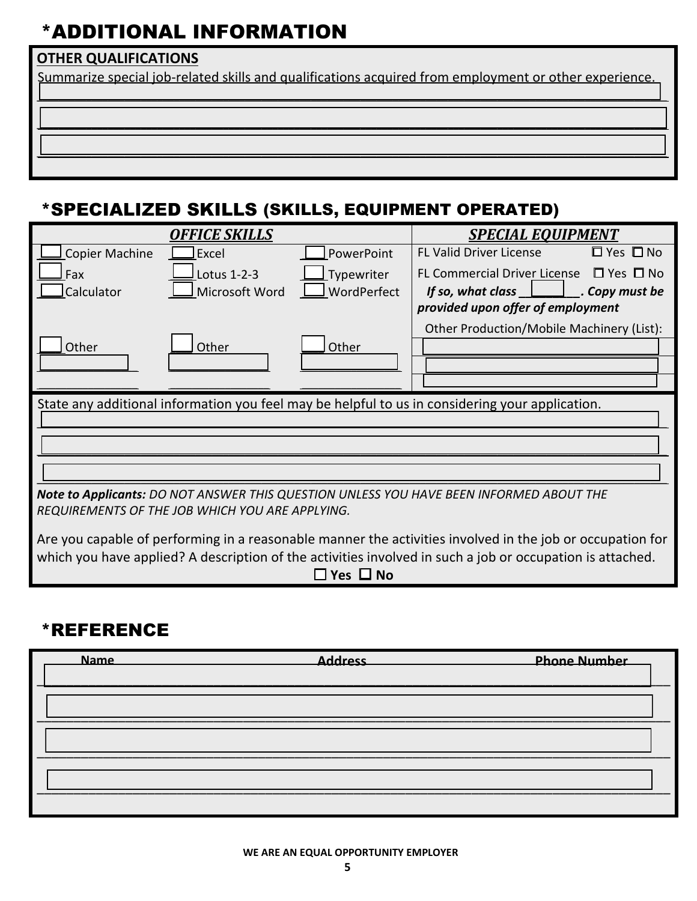# *ADDITIONAL INFORMATION

**OTHER QUALIFICATIONS**

Summarize special job-related skills and qualifications acquired from employment or other experience.

______________________________________________________________________

______________________________________________________________________

______________________________________________________________________

# *SPECIALIZED SKILLS (SKILLS, EQUIPMENT OPERATED)

| ***OFFICE SKILLS*** | | | ***SPECIAL EQUIPMENT*** |
|---|---|---|---|
| ___ Copier Machine | ___ Excel | ___ PowerPoint | FL Valid Driver License ☐ Yes ☐ No |
| ___ Fax | ___ Lotus 1-2-3 | ___ Typewriter | FL Commercial Driver License ☐ Yes ☐ No |
| ___ Calculator | ___ Microsoft Word | ___ WordPerfect | ***If so, what class ________. Copy must be provided upon offer of employment*** |
| | | | Other Production/Mobile Machinery (List): |
| ___ Other ____________ | ___ Other ____________ | ___ Other ____________ | ____________________ |
| | | | ____________________ |
| | | | ____________________ |

State any additional information you feel may be helpful to us in considering your application.

______________________________________________________________________

______________________________________________________________________

______________________________________________________________________

***Note to Applicants:*** *DO NOT ANSWER THIS QUESTION UNLESS YOU HAVE BEEN INFORMED ABOUT THE REQUIREMENTS OF THE JOB WHICH YOU ARE APPLYING.*

Are you capable of performing in a reasonable manner the activities involved in the job or occupation for which you have applied? A description of the activities involved in such a job or occupation is attached.

☐ **Yes** ☐ **No**

# *REFERENCE

| Name | Address | Phone Number |
|---|---|---|
| | | |
| | | |
| | | |
| | | |

**WE ARE AN EQUAL OPPORTUNITY EMPLOYER**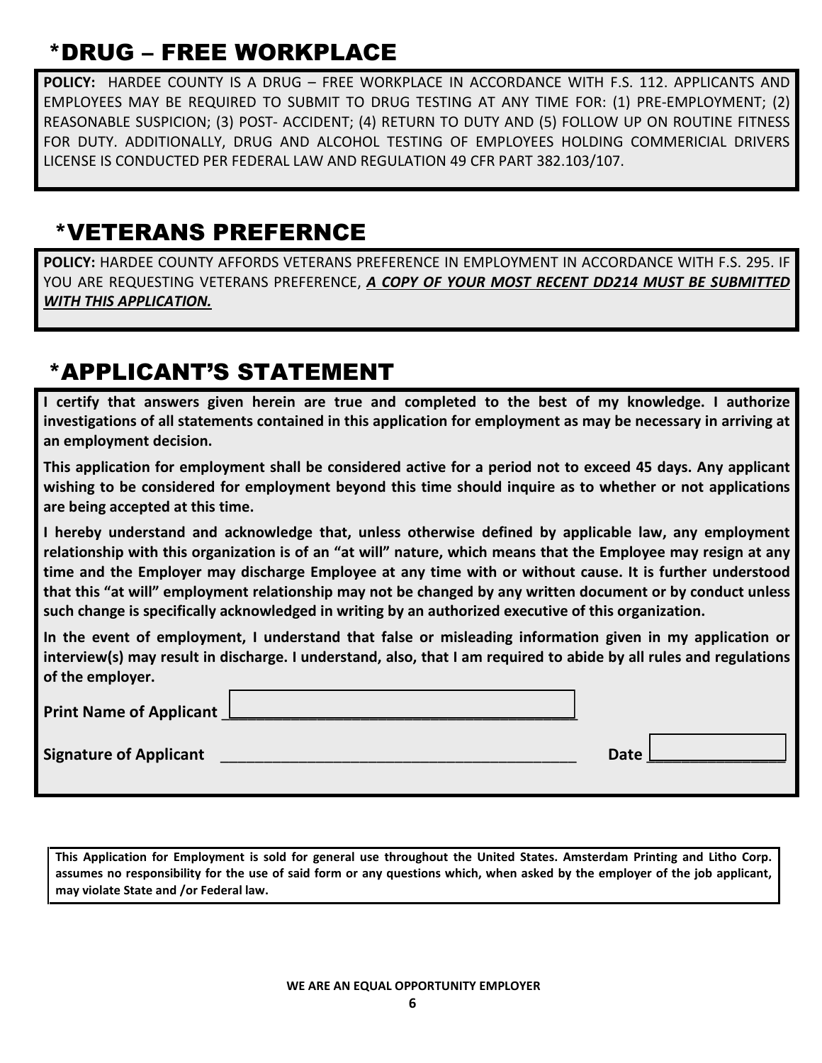## *DRUG – FREE WORKPLACE

**POLICY:** HARDEE COUNTY IS A DRUG – FREE WORKPLACE IN ACCORDANCE WITH F.S. 112. APPLICANTS AND EMPLOYEES MAY BE REQUIRED TO SUBMIT TO DRUG TESTING AT ANY TIME FOR: (1) PRE-EMPLOYMENT; (2) REASONABLE SUSPICION; (3) POST- ACCIDENT; (4) RETURN TO DUTY AND (5) FOLLOW UP ON ROUTINE FITNESS FOR DUTY. ADDITIONALLY, DRUG AND ALCOHOL TESTING OF EMPLOYEES HOLDING COMMERICIAL DRIVERS LICENSE IS CONDUCTED PER FEDERAL LAW AND REGULATION 49 CFR PART 382.103/107.

## *VETERANS PREFERNCE

**POLICY:** HARDEE COUNTY AFFORDS VETERANS PREFERENCE IN EMPLOYMENT IN ACCORDANCE WITH F.S. 295. IF YOU ARE REQUESTING VETERANS PREFERENCE, ***A COPY OF YOUR MOST RECENT DD214 MUST BE SUBMITTED WITH THIS APPLICATION.***

## *APPLICANT'S STATEMENT

**I certify that answers given herein are true and completed to the best of my knowledge. I authorize investigations of all statements contained in this application for employment as may be necessary in arriving at an employment decision.**

**This application for employment shall be considered active for a period not to exceed 45 days. Any applicant wishing to be considered for employment beyond this time should inquire as to whether or not applications are being accepted at this time.**

**I hereby understand and acknowledge that, unless otherwise defined by applicable law, any employment relationship with this organization is of an "at will" nature, which means that the Employee may resign at any time and the Employer may discharge Employee at any time with or without cause. It is further understood that this "at will" employment relationship may not be changed by any written document or by conduct unless such change is specifically acknowledged in writing by an authorized executive of this organization.**

**In the event of employment, I understand that false or misleading information given in my application or interview(s) may result in discharge. I understand, also, that I am required to abide by all rules and regulations of the employer.**

**Print Name of Applicant** ________________________________________

**Signature of Applicant** ________________________________________ **Date** ________________

**This Application for Employment is sold for general use throughout the United States. Amsterdam Printing and Litho Corp. assumes no responsibility for the use of said form or any questions which, when asked by the employer of the job applicant, may violate State and /or Federal law.**

**WE ARE AN EQUAL OPPORTUNITY EMPLOYER**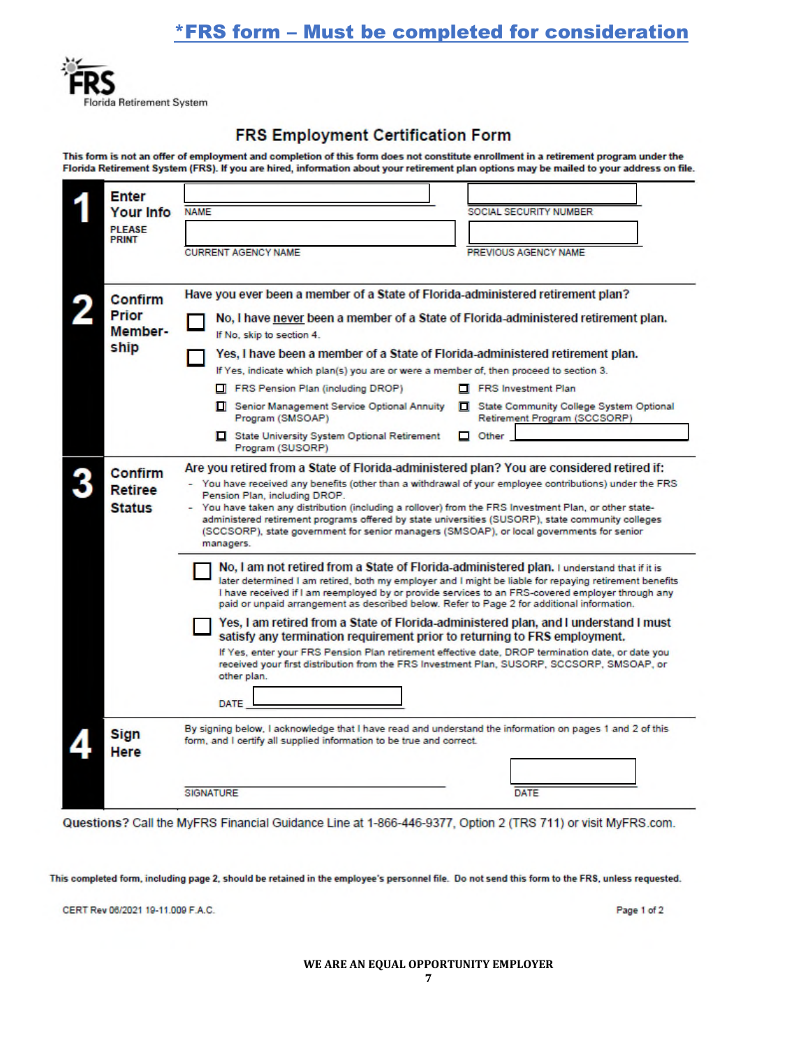**\*FRS form – Must be completed for consideration**

FRS
Florida Retirement System

# FRS Employment Certification Form

**This form is not an offer of employment and completion of this form does not constitute enrollment in a retirement program under the Florida Retirement System (FRS). If you are hired, information about your retirement plan options may be mailed to your address on file.**

## 1 Enter Your Info

PLEASE PRINT

NAME ____________________ SOCIAL SECURITY NUMBER ____________________

CURRENT AGENCY NAME ____________________ PREVIOUS AGENCY NAME ____________________

## 2 Confirm Prior Membership

**Have you ever been a member of a State of Florida-administered retirement plan?**

☐ **No, I have never been a member of a State of Florida-administered retirement plan.**
If No, skip to section 4.

☐ **Yes, I have been a member of a State of Florida-administered retirement plan.**
If Yes, indicate which plan(s) you are or were a member of, then proceed to section 3.

- ☐ FRS Pension Plan (including DROP)
- ☐ FRS Investment Plan
- ☐ Senior Management Service Optional Annuity Program (SMSOAP)
- ☐ State Community College System Optional Retirement Program (SCCSORP)
- ☐ State University System Optional Retirement Program (SUSORP)
- ☐ Other ____________________

## 3 Confirm Retiree Status

**Are you retired from a State of Florida-administered plan? You are considered retired if:**

- You have received any benefits (other than a withdrawal of your employee contributions) under the FRS Pension Plan, including DROP.
- You have taken any distribution (including a rollover) from the FRS Investment Plan, or other state-administered retirement programs offered by state universities (SUSORP), state community colleges (SCCSORP), state government for senior managers (SMSOAP), or local governments for senior managers.

☐ **No, I am not retired from a State of Florida-administered plan.** I understand that if it is later determined I am retired, both my employer and I might be liable for repaying retirement benefits I have received if I am reemployed by or provide services to an FRS-covered employer through any paid or unpaid arrangement as described below. Refer to Page 2 for additional information.

☐ **Yes, I am retired from a State of Florida-administered plan, and I understand I must satisfy any termination requirement prior to returning to FRS employment.**
If Yes, enter your FRS Pension Plan retirement effective date, DROP termination date, or date you received your first distribution from the FRS Investment Plan, SUSORP, SCCSORP, SMSOAP, or other plan.

DATE ____________________

## 4 Sign Here

By signing below, I acknowledge that I have read and understand the information on pages 1 and 2 of this form, and I certify all supplied information to be true and correct.

SIGNATURE ____________________ DATE ____________________

Questions? Call the MyFRS Financial Guidance Line at 1-866-446-9377, Option 2 (TRS 711) or visit MyFRS.com.

**This completed form, including page 2, should be retained in the employee's personnel file. Do not send this form to the FRS, unless requested.**

CERT Rev 06/2021 19-11.009 F.A.C.

**WE ARE AN EQUAL OPPORTUNITY EMPLOYER**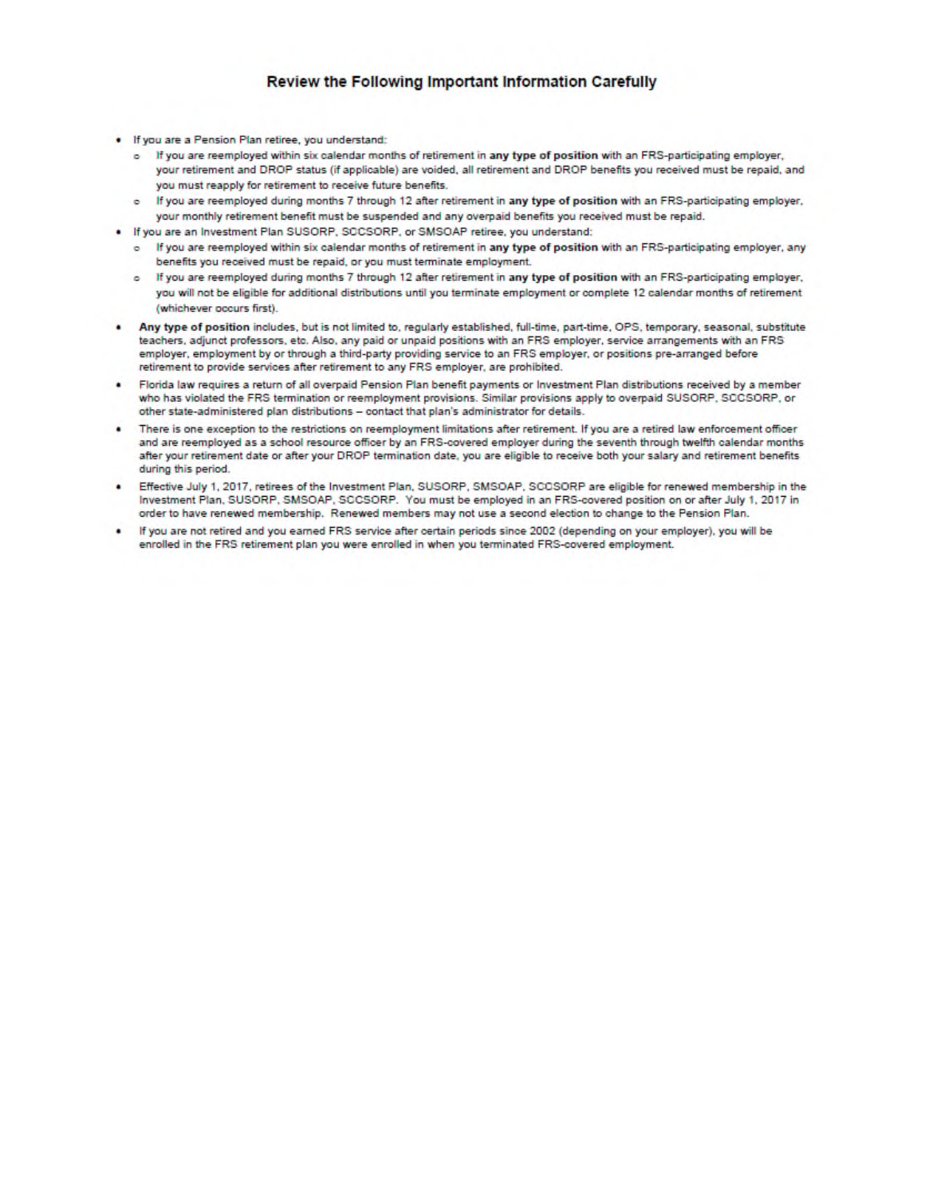## Review the Following Important Information Carefully

- If you are a Pension Plan retiree, you understand:
  - If you are reemployed within six calendar months of retirement in **any type of position** with an FRS-participating employer, your retirement and DROP status (if applicable) are voided, all retirement and DROP benefits you received must be repaid, and you must reapply for retirement to receive future benefits.
  - If you are reemployed during months 7 through 12 after retirement in **any type of position** with an FRS-participating employer, your monthly retirement benefit must be suspended and any overpaid benefits you received must be repaid.
- If you are an Investment Plan SUSORP, SCCSORP, or SMSOAP retiree, you understand:
  - If you are reemployed within six calendar months of retirement in **any type of position** with an FRS-participating employer, any benefits you received must be repaid, or you must terminate employment.
  - If you are reemployed during months 7 through 12 after retirement in **any type of position** with an FRS-participating employer, you will not be eligible for additional distributions until you terminate employment or complete 12 calendar months of retirement (whichever occurs first).
- **Any type of position** includes, but is not limited to, regularly established, full-time, part-time, OPS, temporary, seasonal, substitute teachers, adjunct professors, etc. Also, any paid or unpaid positions with an FRS employer, service arrangements with an FRS employer, employment by or through a third-party providing service to an FRS employer, or positions pre-arranged before retirement to provide services after retirement to any FRS employer, are prohibited.
- Florida law requires a return of all overpaid Pension Plan benefit payments or Investment Plan distributions received by a member who has violated the FRS termination or reemployment provisions. Similar provisions apply to overpaid SUSORP, SCCSORP, or other state-administered plan distributions – contact that plan's administrator for details.
- There is one exception to the restrictions on reemployment limitations after retirement. If you are a retired law enforcement officer and are reemployed as a school resource officer by an FRS-covered employer during the seventh through twelfth calendar months after your retirement date or after your DROP termination date, you are eligible to receive both your salary and retirement benefits during this period.
- Effective July 1, 2017, retirees of the Investment Plan, SUSORP, SMSOAP, SCCSORP are eligible for renewed membership in the Investment Plan, SUSORP, SMSOAP, SCCSORP. You must be employed in an FRS-covered position on or after July 1, 2017 in order to have renewed membership. Renewed members may not use a second election to change to the Pension Plan.
- If you are not retired and you earned FRS service after certain periods since 2002 (depending on your employer), you will be enrolled in the FRS retirement plan you were enrolled in when you terminated FRS-covered employment.